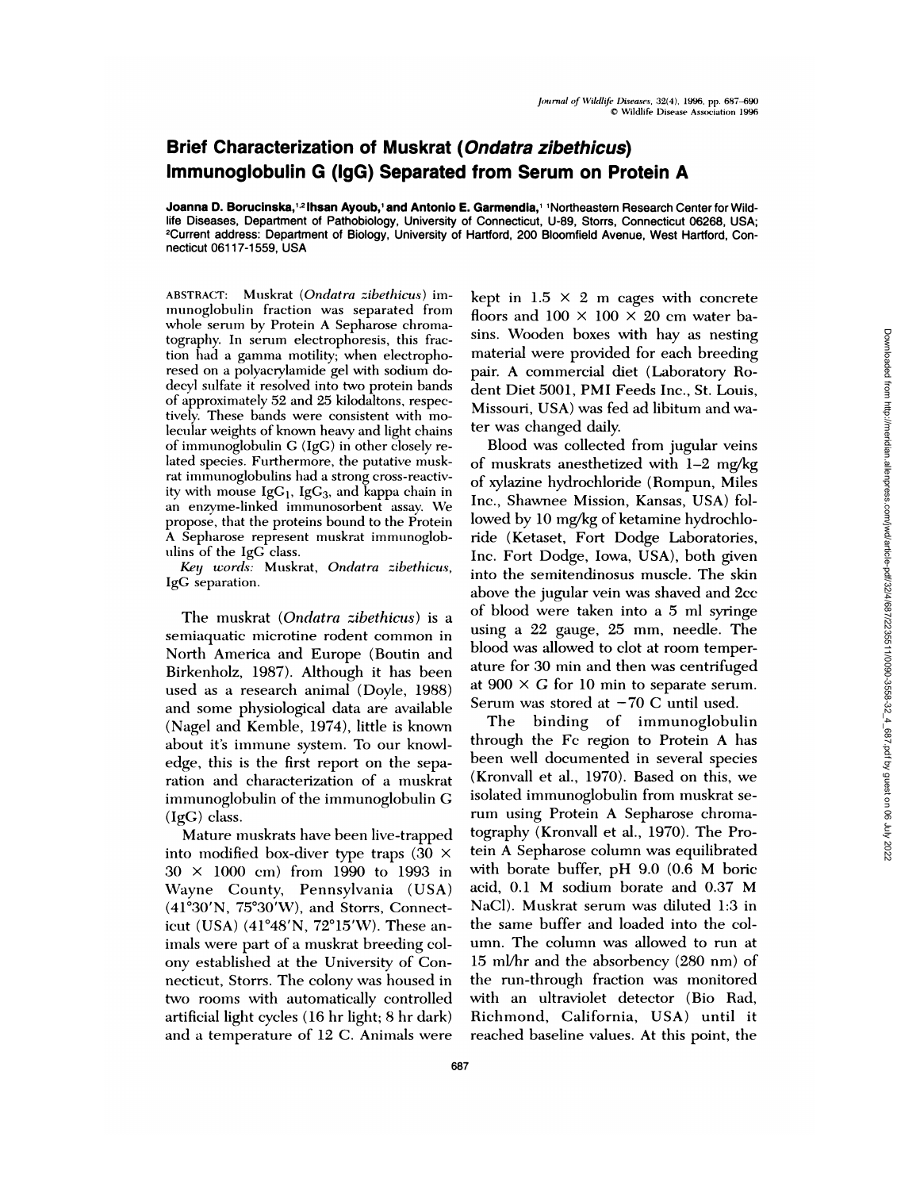# Brief Characterization of Muskrat (*Ondatra zibethicus*) Immunoglobulin G (IgG) Separated from Serum on Protein A

**Joanna D. Borucinska,[1,2] Ihsan Ayoub,[1] and Antonio E. Garmendia,[1]** [1]Northeastern Research Center for Wildlife Diseases, Department of Pathobiology, University of Connecticut, U-89, Storrs, Connecticut 06268, USA; [2]Current address: Department of Biology, University of Hartford, 200 Bloomfield Avenue, West Hartford, Connecticut 06117-1559, USA

ABSTRACT: Muskrat (*Ondatra zibethicus*) immunoglobulin fraction was separated from whole serum by Protein A Sepharose chromatography. In serum electrophoresis, this fraction had a gamma motility; when electrophoresed on a polyacrylamide gel with sodium dodecyl sulfate it resolved into two protein bands of approximately 52 and 25 kilodaltons, respectively. These bands were consistent with molecular weights of known heavy and light chains of immunoglobulin G (IgG) in other closely related species. Furthermore, the putative muskrat immunoglobulins had a strong cross-reactivity with mouse $IgG_1$, $IgG_3$, and kappa chain in an enzyme-linked immunosorbent assay. We propose, that the proteins bound to the Protein A Sepharose represent muskrat immunoglobulins of the IgG class.

*Key words:* Muskrat, *Ondatra zibethicus*, IgG separation.

The muskrat (*Ondatra zibethicus*) is a semiaquatic microtine rodent common in North America and Europe (Boutin and Birkenholz, 1987). Although it has been used as a research animal (Doyle, 1988) and some physiological data are available (Nagel and Kemble, 1974), little is known about it's immune system. To our knowledge, this is the first report on the separation and characterization of a muskrat immunoglobulin of the immunoglobulin G (IgG) class.

Mature muskrats have been live-trapped into modified box-diver type traps (30 × 30 × 1000 cm) from 1990 to 1993 in Wayne County, Pennsylvania (USA) (41°30′N, 75°30′W), and Storrs, Connecticut (USA) (41°48′N, 72°15′W). These animals were part of a muskrat breeding colony established at the University of Connecticut, Storrs. The colony was housed in two rooms with automatically controlled artificial light cycles (16 hr light; 8 hr dark) and a temperature of 12 C. Animals were kept in 1.5 × 2 m cages with concrete floors and 100 × 100 × 20 cm water basins. Wooden boxes with hay as nesting material were provided for each breeding pair. A commercial diet (Laboratory Rodent Diet 5001, PMI Feeds Inc., St. Louis, Missouri, USA) was fed ad libitum and water was changed daily.

Blood was collected from jugular veins of muskrats anesthetized with 1–2 mg/kg of xylazine hydrochloride (Rompun, Miles Inc., Shawnee Mission, Kansas, USA) followed by 10 mg/kg of ketamine hydrochloride (Ketaset, Fort Dodge Laboratories, Inc. Fort Dodge, Iowa, USA), both given into the semitendinosus muscle. The skin above the jugular vein was shaved and 2cc of blood were taken into a 5 ml syringe using a 22 gauge, 25 mm, needle. The blood was allowed to clot at room temperature for 30 min and then was centrifuged at 900 × G for 10 min to separate serum. Serum was stored at −70 C until used.

The binding of immunoglobulin through the Fc region to Protein A has been well documented in several species (Kronvall et al., 1970). Based on this, we isolated immunoglobulin from muskrat serum using Protein A Sepharose chromatography (Kronvall et al., 1970). The Protein A Sepharose column was equilibrated with borate buffer, pH 9.0 (0.6 M boric acid, 0.1 M sodium borate and 0.37 M NaCl). Muskrat serum was diluted 1:3 in the same buffer and loaded into the column. The column was allowed to run at 15 ml/hr and the absorbency (280 nm) of the run-through fraction was monitored with an ultraviolet detector (Bio Rad, Richmond, California, USA) until it reached baseline values. At this point, the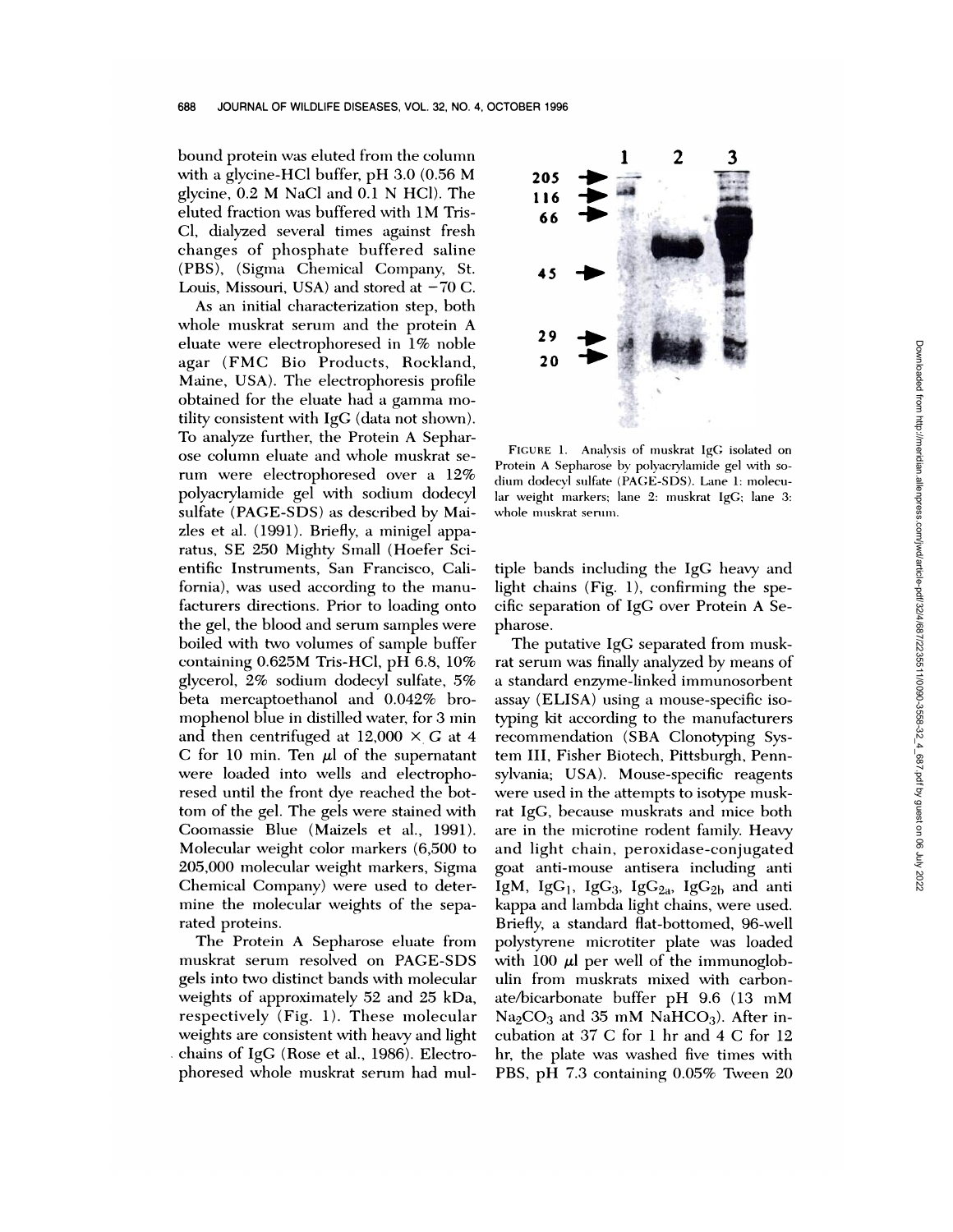bound protein was eluted from the column with a glycine-HCl buffer, pH 3.0 (0.56 M glycine, 0.2 M NaCl and 0.1 N HCl). The eluted fraction was buffered with 1M Tris-Cl, dialyzed several times against fresh changes of phosphate buffered saline (PBS), (Sigma Chemical Company, St. Louis, Missouri, USA) and stored at −70 C.

As an initial characterization step, both whole muskrat serum and the protein A eluate were electrophoresed in 1% noble agar (FMC Bio Products, Rockland, Maine, USA). The electrophoresis profile obtained for the eluate had a gamma motility consistent with IgG (data not shown). To analyze further, the Protein A Sepharose column eluate and whole muskrat serum were electrophoresed over a 12% polyacrylamide gel with sodium dodecyl sulfate (PAGE-SDS) as described by Maizles et al. (1991). Briefly, a minigel apparatus, SE 250 Mighty Small (Hoefer Scientific Instruments, San Francisco, California), was used according to the manufacturers directions. Prior to loading onto the gel, the blood and serum samples were boiled with two volumes of sample buffer containing 0.625M Tris-HCl, pH 6.8, 10% glycerol, 2% sodium dodecyl sulfate, 5% beta mercaptoethanol and 0.042% bromophenol blue in distilled water, for 3 min and then centrifuged at 12,000 × G at 4 C for 10 min. Ten μl of the supernatant were loaded into wells and electrophoresed until the front dye reached the bottom of the gel. The gels were stained with Coomassie Blue (Maizels et al., 1991). Molecular weight color markers (6,500 to 205,000 molecular weight markers, Sigma Chemical Company) were used to determine the molecular weights of the separated proteins.

The Protein A Sepharose eluate from muskrat serum resolved on PAGE-SDS gels into two distinct bands with molecular weights of approximately 52 and 25 kDa, respectively (Fig. 1). These molecular weights are consistent with heavy and light chains of IgG (Rose et al., 1986). Electrophoresed whole muskrat serum had multiple bands including the IgG heavy and light chains (Fig. 1), confirming the specific separation of IgG over Protein A Sepharose.

FIGURE 1. Analysis of muskrat IgG isolated on Protein A Sepharose by polyacrylamide gel with sodium dodecyl sulfate (PAGE-SDS). Lane 1: molecular weight markers; lane 2: muskrat IgG; lane 3: whole muskrat serum.

The putative IgG separated from muskrat serum was finally analyzed by means of a standard enzyme-linked immunosorbent assay (ELISA) using a mouse-specific isotyping kit according to the manufacturers recommendation (SBA Clonotyping System III, Fisher Biotech, Pittsburgh, Pennsylvania; USA). Mouse-specific reagents were used in the attempts to isotype muskrat IgG, because muskrats and mice both are in the microtine rodent family. Heavy and light chain, peroxidase-conjugated goat anti-mouse antisera including anti IgM, $IgG_1$, $IgG_3$, $IgG_{2a}$, $IgG_{2b}$ and anti kappa and lambda light chains, were used. Briefly, a standard flat-bottomed, 96-well polystyrene microtiter plate was loaded with 100 μl per well of the immunoglobulin from muskrats mixed with carbonate/bicarbonate buffer pH 9.6 (13 mM $Na_2CO_3$ and 35 mM $NaHCO_3$). After incubation at 37 C for 1 hr and 4 C for 12 hr, the plate was washed five times with PBS, pH 7.3 containing 0.05% Tween 20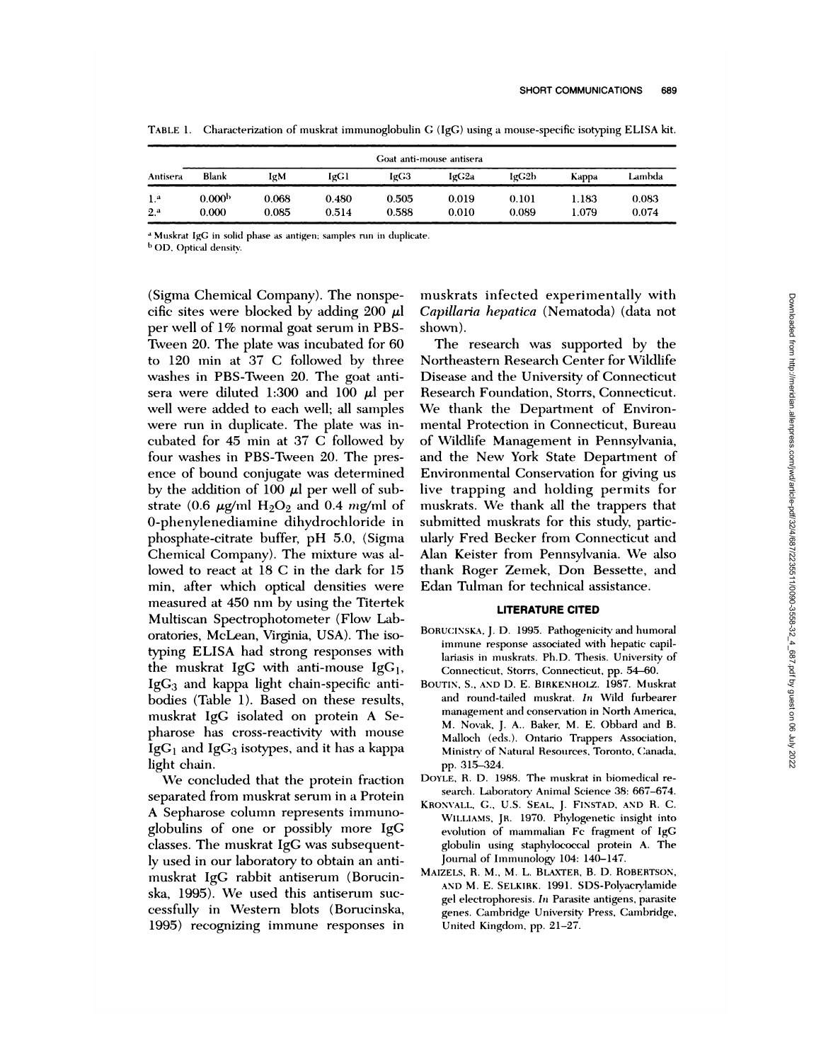TABLE 1. Characterization of muskrat immunoglobulin G (IgG) using a mouse-specific isotyping ELISA kit.

| Antisera | Goat anti-mouse antisera | | | | | | | |
|---|---|---|---|---|---|---|---|---|
| | Blank | IgM | IgG1 | IgG3 | IgG2a | IgG2b | Kappa | Lambda |
| 1.[a] | 0.000[b] | 0.068 | 0.480 | 0.505 | 0.019 | 0.101 | 1.183 | 0.083 |
| 2.[a] | 0.000 | 0.085 | 0.514 | 0.588 | 0.010 | 0.089 | 1.079 | 0.074 |

[a] Muskrat IgG in solid phase as antigen; samples run in duplicate.

[b] OD, Optical density.

(Sigma Chemical Company). The nonspecific sites were blocked by adding 200 μl per well of 1% normal goat serum in PBS-Tween 20. The plate was incubated for 60 to 120 min at 37 C followed by three washes in PBS-Tween 20. The goat antisera were diluted 1:300 and 100 μl per well were added to each well; all samples were run in duplicate. The plate was incubated for 45 min at 37 C followed by four washes in PBS-Tween 20. The presence of bound conjugate was determined by the addition of 100 μl per well of substrate (0.6 μg/ml $H_2O_2$ and 0.4 mg/ml of 0-phenylenediamine dihydrochloride in phosphate-citrate buffer, pH 5.0, (Sigma Chemical Company). The mixture was allowed to react at 18 C in the dark for 15 min, after which optical densities were measured at 450 nm by using the Titertek Multiscan Spectrophotometer (Flow Laboratories, McLean, Virginia, USA). The isotyping ELISA had strong responses with the muskrat IgG with anti-mouse $IgG_1$, $IgG_3$ and kappa light chain-specific antibodies (Table 1). Based on these results, muskrat IgG isolated on protein A Sepharose has cross-reactivity with mouse $IgG_1$ and $IgG_3$ isotypes, and it has a kappa light chain.

We concluded that the protein fraction separated from muskrat serum in a Protein A Sepharose column represents immunoglobulins of one or possibly more IgG classes. The muskrat IgG was subsequently used in our laboratory to obtain an anti-muskrat IgG rabbit antiserum (Borucinska, 1995). We used this antiserum successfully in Western blots (Borucinska, 1995) recognizing immune responses in muskrats infected experimentally with *Capillaria hepatica* (Nematoda) (data not shown).

The research was supported by the Northeastern Research Center for Wildlife Disease and the University of Connecticut Research Foundation, Storrs, Connecticut. We thank the Department of Environmental Protection in Connecticut, Bureau of Wildlife Management in Pennsylvania, and the New York State Department of Environmental Conservation for giving us live trapping and holding permits for muskrats. We thank all the trappers that submitted muskrats for this study, particularly Fred Becker from Connecticut and Alan Keister from Pennsylvania. We also thank Roger Zemek, Don Bessette, and Edan Tulman for technical assistance.

## LITERATURE CITED

BORUCINSKA, J. D. 1995. Pathogenicity and humoral immune response associated with hepatic capillariasis in muskrats. Ph.D. Thesis. University of Connecticut, Storrs, Connecticut, pp. 54–60.

BOUTIN, S., AND D. E. BIRKENHOLZ. 1987. Muskrat and round-tailed muskrat. *In* Wild furbearer management and conservation in North America, M. Novak, J. A.. Baker, M. E. Obbard and B. Malloch (eds.). Ontario Trappers Association, Ministry of Natural Resources, Toronto, Canada, pp. 315–324.

DOYLE, R. D. 1988. The muskrat in biomedical research. Laboratory Animal Science 38: 667–674.

KRONVALL, G., U.S. SEAL, J. FINSTAD, AND R. C. WILLIAMS, JR. 1970. Phylogenetic insight into evolution of mammalian Fc fragment of IgG globulin using staphylococcal protein A. The Journal of Immunology 104: 140–147.

MAIZELS, R. M., M. L. BLAXTER, B. D. ROBERTSON, AND M. E. SELKIRK. 1991. SDS-Polyacrylamide gel electrophoresis. *In* Parasite antigens, parasite genes. Cambridge University Press, Cambridge, United Kingdom, pp. 21–27.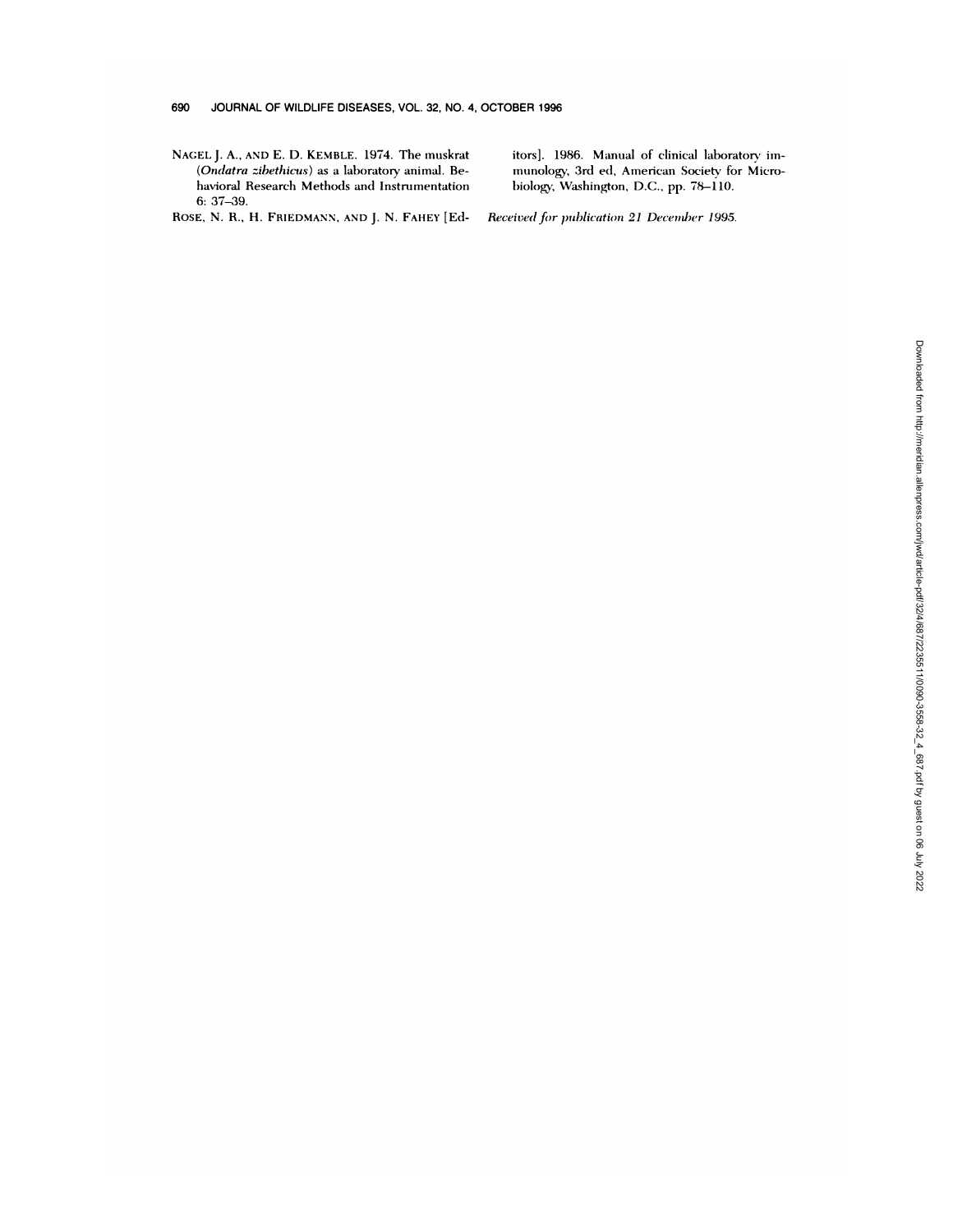NAGEL J. A., AND E. D. KEMBLE. 1974. The muskrat (*Ondatra zibethicus*) as a laboratory animal. Behavioral Research Methods and Instrumentation 6: 37–39.

ROSE, N. R., H. FRIEDMANN, AND J. N. FAHEY [Editors]. 1986. Manual of clinical laboratory immunology, 3rd ed, American Society for Microbiology, Washington, D.C., pp. 78–110.

*Received for publication 21 December 1995.*